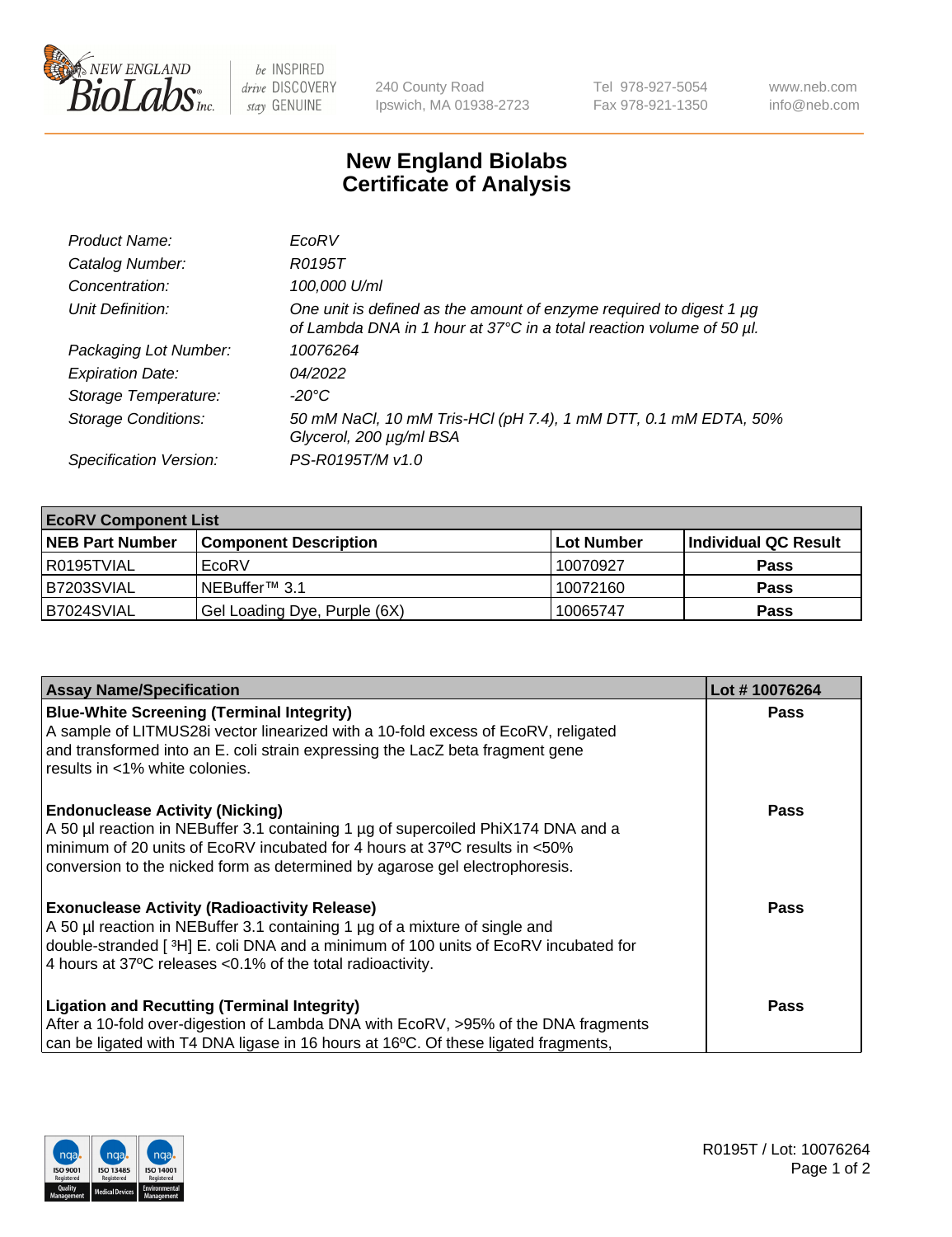New England Biolabs Inc. — be INSPIRED drive DISCOVERY stay GENUINE

240 County Road
Ipswich, MA 01938-2723

Tel 978-927-5054
Fax 978-921-1350

www.neb.com
info@neb.com

# New England Biolabs
# Certificate of Analysis

| | |
|---|---|
| *Product Name:* | *EcoRV* |
| *Catalog Number:* | *R0195T* |
| *Concentration:* | *100,000 U/ml* |
| *Unit Definition:* | *One unit is defined as the amount of enzyme required to digest 1 µg of Lambda DNA in 1 hour at 37°C in a total reaction volume of 50 µl.* |
| *Packaging Lot Number:* | *10076264* |
| *Expiration Date:* | *04/2022* |
| *Storage Temperature:* | *-20°C* |
| *Storage Conditions:* | *50 mM NaCl, 10 mM Tris-HCl (pH 7.4), 1 mM DTT, 0.1 mM EDTA, 50% Glycerol, 200 µg/ml BSA* |
| *Specification Version:* | *PS-R0195T/M v1.0* |

| **EcoRV Component List** | | | |
|---|---|---|---|
| **NEB Part Number** | **Component Description** | **Lot Number** | **Individual QC Result** |
| R0195TVIAL | EcoRV | 10070927 | **Pass** |
| B7203SVIAL | NEBuffer™ 3.1 | 10072160 | **Pass** |
| B7024SVIAL | Gel Loading Dye, Purple (6X) | 10065747 | **Pass** |

| **Assay Name/Specification** | **Lot # 10076264** |
|---|---|
| **Blue-White Screening (Terminal Integrity)** A sample of LITMUS28i vector linearized with a 10-fold excess of EcoRV, religated and transformed into an E. coli strain expressing the LacZ beta fragment gene results in <1% white colonies. | **Pass** |
| **Endonuclease Activity (Nicking)** A 50 µl reaction in NEBuffer 3.1 containing 1 µg of supercoiled PhiX174 DNA and a minimum of 20 units of EcoRV incubated for 4 hours at 37ºC results in <50% conversion to the nicked form as determined by agarose gel electrophoresis. | **Pass** |
| **Exonuclease Activity (Radioactivity Release)** A 50 µl reaction in NEBuffer 3.1 containing 1 µg of a mixture of single and double-stranded [ $^{3}$H] E. coli DNA and a minimum of 100 units of EcoRV incubated for 4 hours at 37ºC releases <0.1% of the total radioactivity. | **Pass** |
| **Ligation and Recutting (Terminal Integrity)** After a 10-fold over-digestion of Lambda DNA with EcoRV, >95% of the DNA fragments can be ligated with T4 DNA ligase in 16 hours at 16ºC. Of these ligated fragments, | **Pass** |

R0195T / Lot: 10076264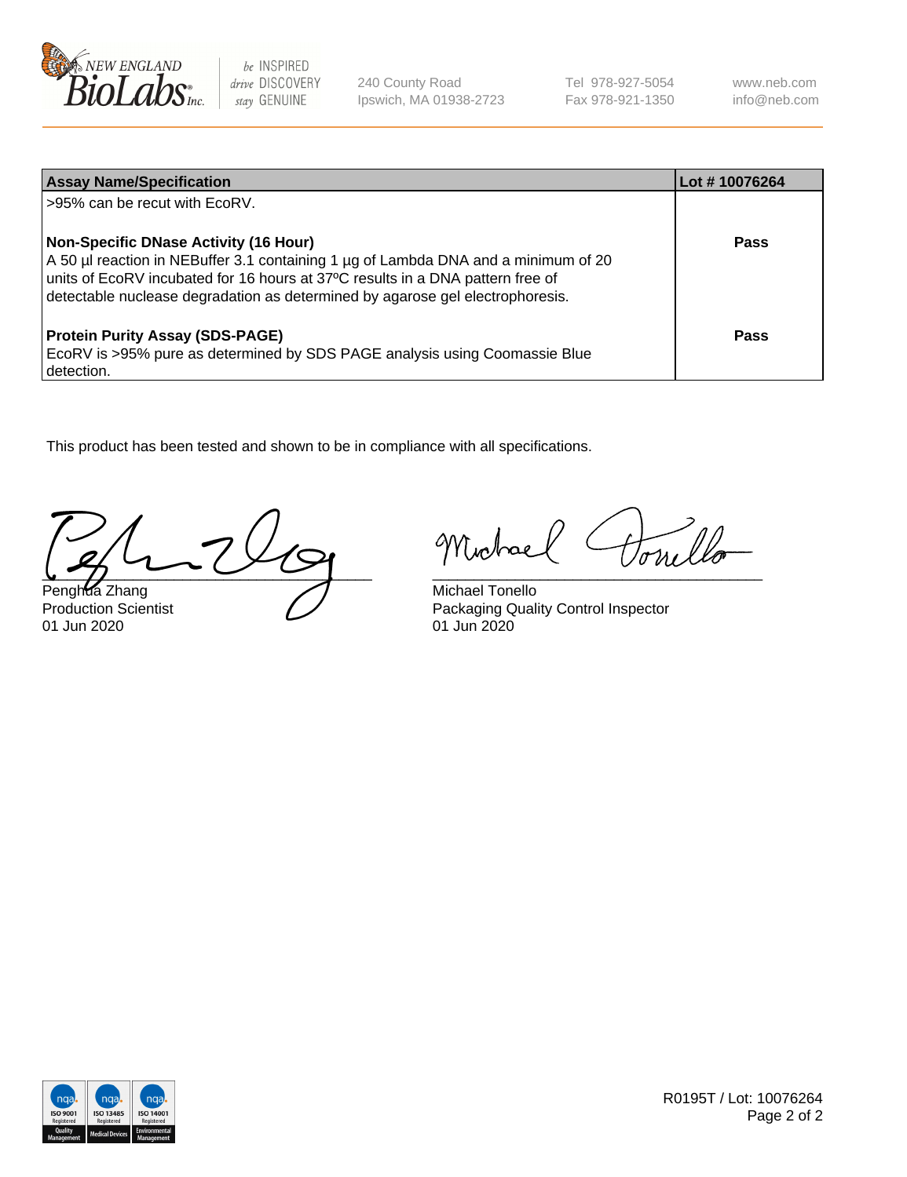| Assay Name/Specification | Lot # 10076264 |
| --- | --- |
| >95% can be recut with EcoRV. | |
| **Non-Specific DNase Activity (16 Hour)**<br>A 50 µl reaction in NEBuffer 3.1 containing 1 µg of Lambda DNA and a minimum of 20 units of EcoRV incubated for 16 hours at 37ºC results in a DNA pattern free of detectable nuclease degradation as determined by agarose gel electrophoresis. | **Pass** |
| **Protein Purity Assay (SDS-PAGE)**<br>EcoRV is >95% pure as determined by SDS PAGE analysis using Coomassie Blue detection. | **Pass** |

This product has been tested and shown to be in compliance with all specifications.

Penghua Zhang
Production Scientist
01 Jun 2020

Michael Tonello
Packaging Quality Control Inspector
01 Jun 2020

R0195T / Lot: 10076264